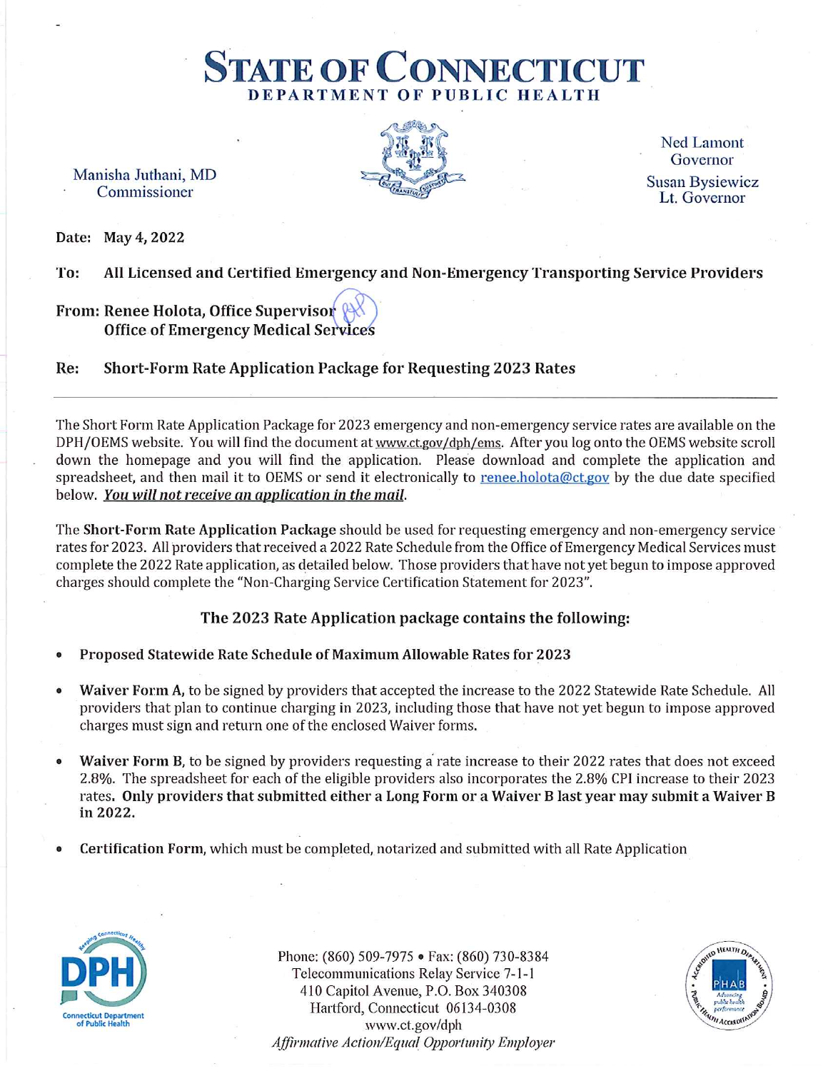# STATE OF CONNECTICUT
## DEPARTMENT OF PUBLIC HEALTH

Manisha Juthani, MD
Commissioner

Ned Lamont
Governor

Susan Bysiewicz
Lt. Governor

**Date: May 4, 2022**

**To: All Licensed and Certified Emergency and Non-Emergency Transporting Service Providers**

**From: Renee Holota, Office Supervisor**
**Office of Emergency Medical Services**

**Re: Short-Form Rate Application Package for Requesting 2023 Rates**

---

The Short Form Rate Application Package for 2023 emergency and non-emergency service rates are available on the DPH/OEMS website. You will find the document at www.ct.gov/dph/ems. After you log onto the OEMS website scroll down the homepage and you will find the application. Please download and complete the application and spreadsheet, and then mail it to OEMS or send it electronically to renee.holota@ct.gov by the due date specified below. ***You will not receive an application in the mail.***

The **Short-Form Rate Application Package** should be used for requesting emergency and non-emergency service rates for 2023. All providers that received a 2022 Rate Schedule from the Office of Emergency Medical Services must complete the 2022 Rate application, as detailed below. Those providers that have not yet begun to impose approved charges should complete the "Non-Charging Service Certification Statement for 2023".

### The 2023 Rate Application package contains the following:

- **Proposed Statewide Rate Schedule of Maximum Allowable Rates for 2023**
- **Waiver Form A,** to be signed by providers that accepted the increase to the 2022 Statewide Rate Schedule. All providers that plan to continue charging in 2023, including those that have not yet begun to impose approved charges must sign and return one of the enclosed Waiver forms.
- **Waiver Form B,** to be signed by providers requesting a rate increase to their 2022 rates that does not exceed 2.8%. The spreadsheet for each of the eligible providers also incorporates the 2.8% CPI increase to their 2023 rates. **Only providers that submitted either a Long Form or a Waiver B last year may submit a Waiver B in 2022.**
- **Certification Form,** which must be completed, notarized and submitted with all Rate Application

Phone: (860) 509-7975 • Fax: (860) 730-8384
Telecommunications Relay Service 7-1-1
410 Capitol Avenue, P.O. Box 340308
Hartford, Connecticut 06134-0308
www.ct.gov/dph
*Affirmative Action/Equal Opportunity Employer*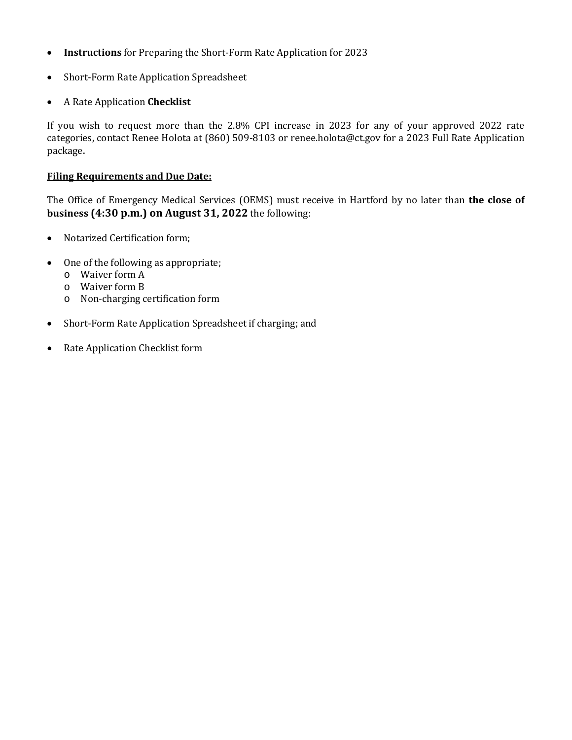- **Instructions** for Preparing the Short-Form Rate Application for 2023
- Short-Form Rate Application Spreadsheet
- A Rate Application **Checklist**

If you wish to request more than the 2.8% CPI increase in 2023 for any of your approved 2022 rate categories, contact Renee Holota at (860) 509-8103 or renee.holota@ct.gov for a 2023 Full Rate Application package.

**<u>Filing Requirements and Due Date:</u>**

The Office of Emergency Medical Services (OEMS) must receive in Hartford by no later than **the close of business (4:30 p.m.) on August 31, 2022** the following:

- Notarized Certification form;
- One of the following as appropriate;
  - Waiver form A
  - Waiver form B
  - Non-charging certification form
- Short-Form Rate Application Spreadsheet if charging; and
- Rate Application Checklist form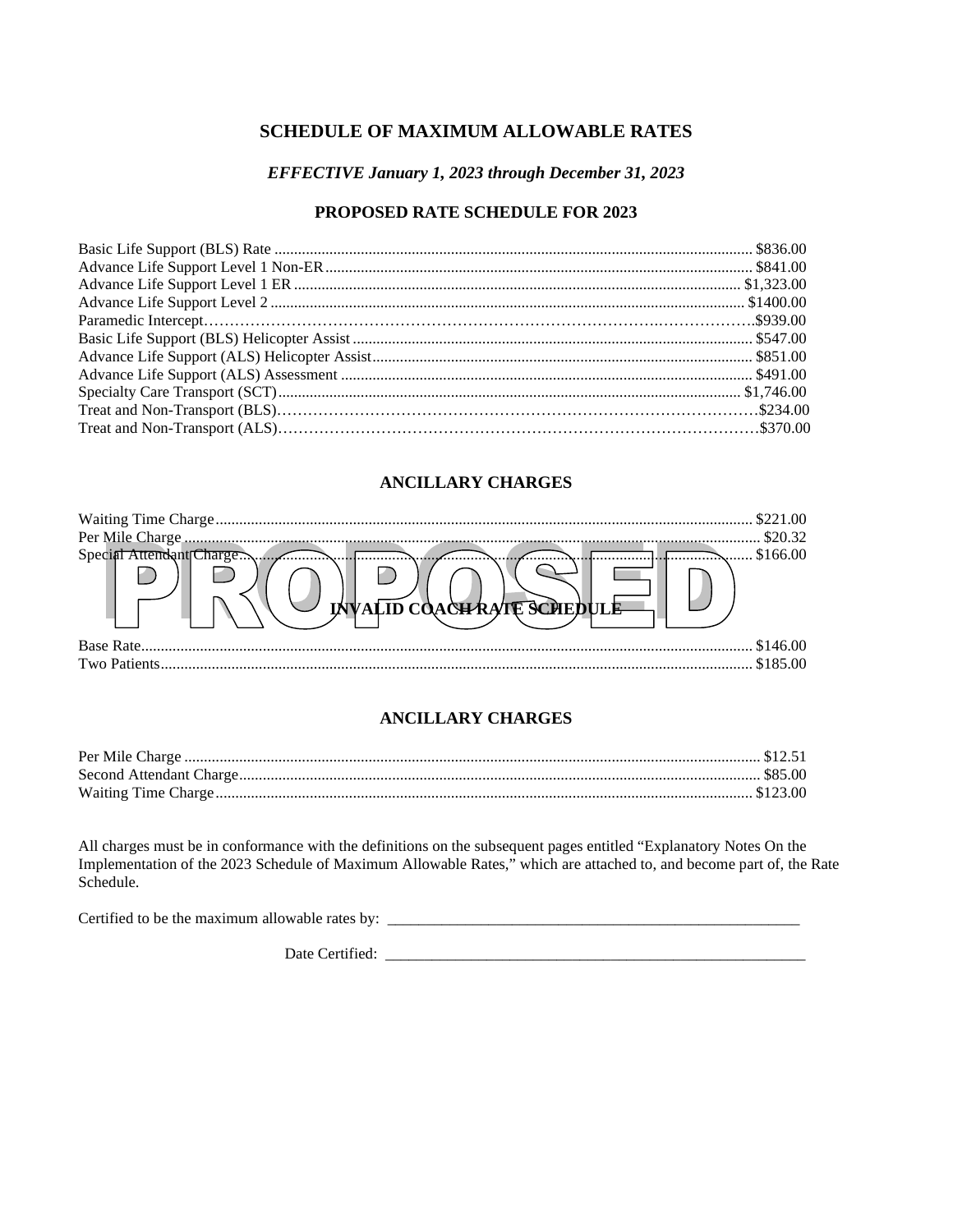## SCHEDULE OF MAXIMUM ALLOWABLE RATES

### *EFFECTIVE January 1, 2023 through December 31, 2023*

### PROPOSED RATE SCHEDULE FOR 2023

| Service | Rate |
|---|---|
| Basic Life Support (BLS) Rate | $836.00 |
| Advance Life Support Level 1 Non-ER | $841.00 |
| Advance Life Support Level 1 ER | $1,323.00 |
| Advance Life Support Level 2 | $1400.00 |
| Paramedic Intercept | $939.00 |
| Basic Life Support (BLS) Helicopter Assist | $547.00 |
| Advance Life Support (ALS) Helicopter Assist | $851.00 |
| Advance Life Support (ALS) Assessment | $491.00 |
| Specialty Care Transport (SCT) | $1,746.00 |
| Treat and Non-Transport (BLS) | $234.00 |
| Treat and Non-Transport (ALS) | $370.00 |

### ANCILLARY CHARGES

| Charge | Rate |
|---|---|
| Waiting Time Charge | $221.00 |
| Per Mile Charge | $20.32 |
| Special Attendant Charge | $166.00 |

PROPOSED

### INVALID COACH RATE SCHEDULE

| Service | Rate |
|---|---|
| Base Rate | $146.00 |
| Two Patients | $185.00 |

### ANCILLARY CHARGES

| Charge | Rate |
|---|---|
| Per Mile Charge | $12.51 |
| Second Attendant Charge | $85.00 |
| Waiting Time Charge | $123.00 |

All charges must be in conformance with the definitions on the subsequent pages entitled "Explanatory Notes On the Implementation of the 2023 Schedule of Maximum Allowable Rates," which are attached to, and become part of, the Rate Schedule.

Certified to be the maximum allowable rates by: ______________________________________________________

Date Certified: ______________________________________________________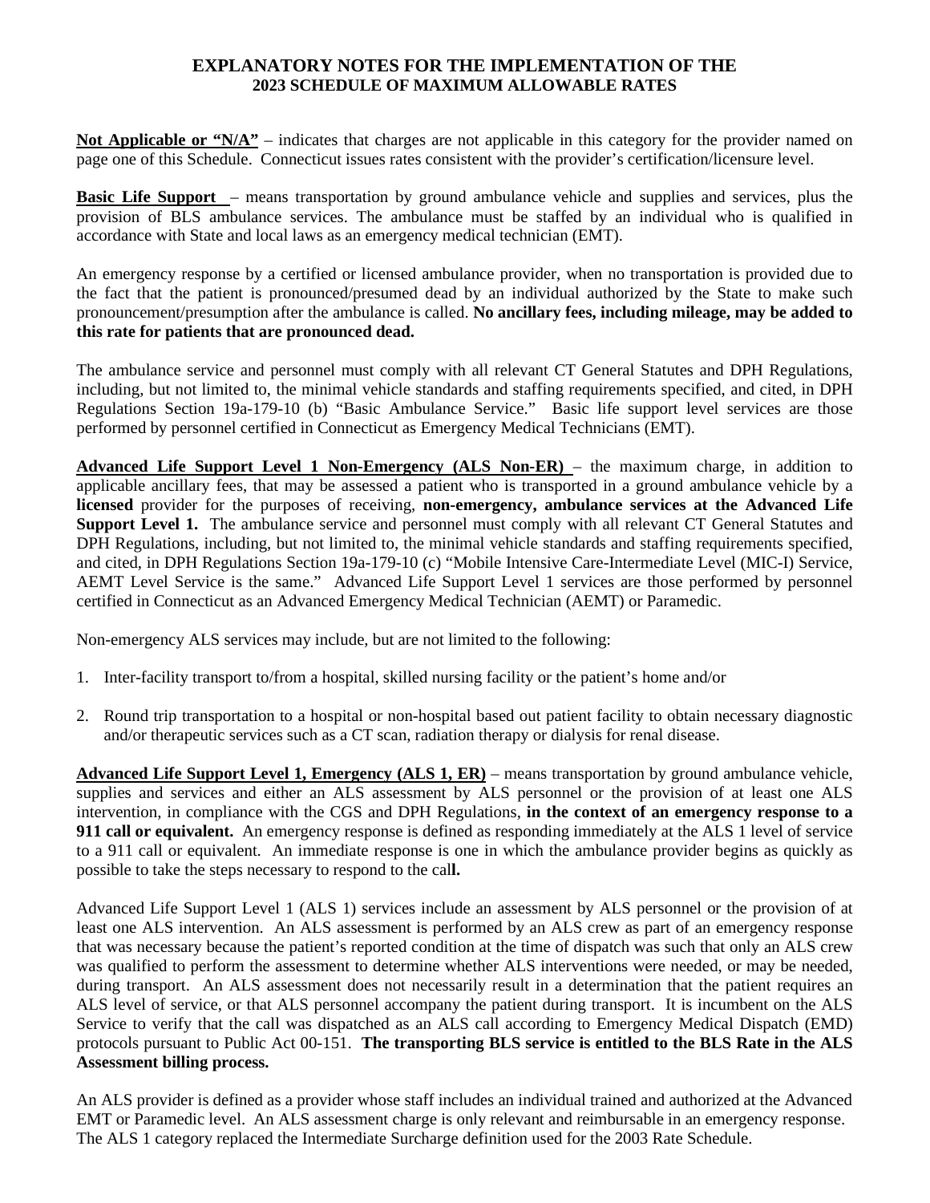## EXPLANATORY NOTES FOR THE IMPLEMENTATION OF THE 2023 SCHEDULE OF MAXIMUM ALLOWABLE RATES

**Not Applicable or "N/A"** – indicates that charges are not applicable in this category for the provider named on page one of this Schedule. Connecticut issues rates consistent with the provider's certification/licensure level.

**Basic Life Support** – means transportation by ground ambulance vehicle and supplies and services, plus the provision of BLS ambulance services. The ambulance must be staffed by an individual who is qualified in accordance with State and local laws as an emergency medical technician (EMT).

An emergency response by a certified or licensed ambulance provider, when no transportation is provided due to the fact that the patient is pronounced/presumed dead by an individual authorized by the State to make such pronouncement/presumption after the ambulance is called. **No ancillary fees, including mileage, may be added to this rate for patients that are pronounced dead.**

The ambulance service and personnel must comply with all relevant CT General Statutes and DPH Regulations, including, but not limited to, the minimal vehicle standards and staffing requirements specified, and cited, in DPH Regulations Section 19a-179-10 (b) "Basic Ambulance Service." Basic life support level services are those performed by personnel certified in Connecticut as Emergency Medical Technicians (EMT).

**Advanced Life Support Level 1 Non-Emergency (ALS Non-ER)** – the maximum charge, in addition to applicable ancillary fees, that may be assessed a patient who is transported in a ground ambulance vehicle by a **licensed** provider for the purposes of receiving, **non-emergency, ambulance services at the Advanced Life Support Level 1.** The ambulance service and personnel must comply with all relevant CT General Statutes and DPH Regulations, including, but not limited to, the minimal vehicle standards and staffing requirements specified, and cited, in DPH Regulations Section 19a-179-10 (c) "Mobile Intensive Care-Intermediate Level (MIC-I) Service, AEMT Level Service is the same." Advanced Life Support Level 1 services are those performed by personnel certified in Connecticut as an Advanced Emergency Medical Technician (AEMT) or Paramedic.

Non-emergency ALS services may include, but are not limited to the following:

1. Inter-facility transport to/from a hospital, skilled nursing facility or the patient's home and/or
2. Round trip transportation to a hospital or non-hospital based out patient facility to obtain necessary diagnostic and/or therapeutic services such as a CT scan, radiation therapy or dialysis for renal disease.

**Advanced Life Support Level 1, Emergency (ALS 1, ER)** – means transportation by ground ambulance vehicle, supplies and services and either an ALS assessment by ALS personnel or the provision of at least one ALS intervention, in compliance with the CGS and DPH Regulations, **in the context of an emergency response to a 911 call or equivalent.** An emergency response is defined as responding immediately at the ALS 1 level of service to a 911 call or equivalent. An immediate response is one in which the ambulance provider begins as quickly as possible to take the steps necessary to respond to the call.

Advanced Life Support Level 1 (ALS 1) services include an assessment by ALS personnel or the provision of at least one ALS intervention. An ALS assessment is performed by an ALS crew as part of an emergency response that was necessary because the patient's reported condition at the time of dispatch was such that only an ALS crew was qualified to perform the assessment to determine whether ALS interventions were needed, or may be needed, during transport. An ALS assessment does not necessarily result in a determination that the patient requires an ALS level of service, or that ALS personnel accompany the patient during transport. It is incumbent on the ALS Service to verify that the call was dispatched as an ALS call according to Emergency Medical Dispatch (EMD) protocols pursuant to Public Act 00-151. **The transporting BLS service is entitled to the BLS Rate in the ALS Assessment billing process.**

An ALS provider is defined as a provider whose staff includes an individual trained and authorized at the Advanced EMT or Paramedic level. An ALS assessment charge is only relevant and reimbursable in an emergency response. The ALS 1 category replaced the Intermediate Surcharge definition used for the 2003 Rate Schedule.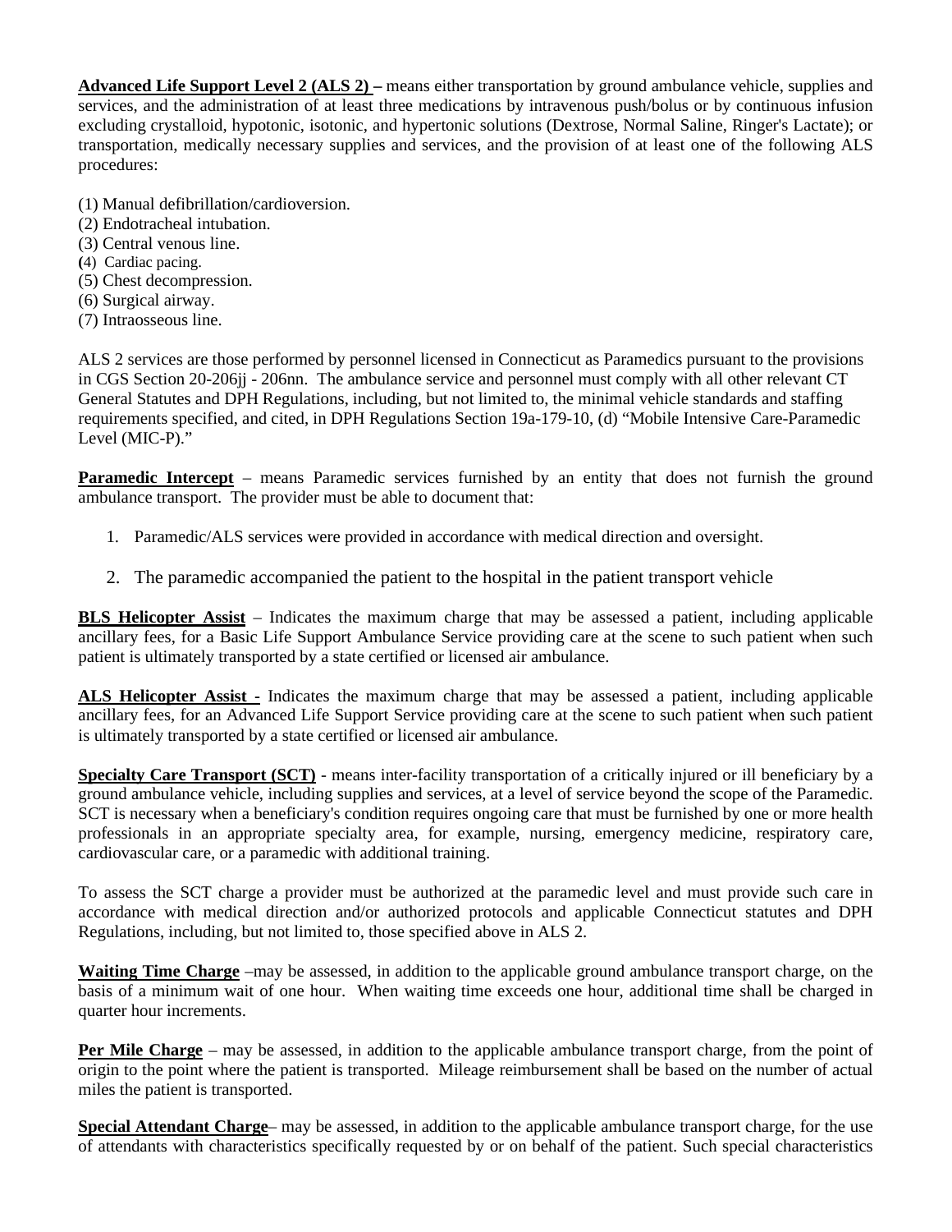**Advanced Life Support Level 2 (ALS 2) –** means either transportation by ground ambulance vehicle, supplies and services, and the administration of at least three medications by intravenous push/bolus or by continuous infusion excluding crystalloid, hypotonic, isotonic, and hypertonic solutions (Dextrose, Normal Saline, Ringer's Lactate); or transportation, medically necessary supplies and services, and the provision of at least one of the following ALS procedures:

(1) Manual defibrillation/cardioversion.
(2) Endotracheal intubation.
(3) Central venous line.
(4) Cardiac pacing.
(5) Chest decompression.
(6) Surgical airway.
(7) Intraosseous line.

ALS 2 services are those performed by personnel licensed in Connecticut as Paramedics pursuant to the provisions in CGS Section 20-206jj - 206nn. The ambulance service and personnel must comply with all other relevant CT General Statutes and DPH Regulations, including, but not limited to, the minimal vehicle standards and staffing requirements specified, and cited, in DPH Regulations Section 19a-179-10, (d) "Mobile Intensive Care-Paramedic Level (MIC-P)."

**Paramedic Intercept** – means Paramedic services furnished by an entity that does not furnish the ground ambulance transport. The provider must be able to document that:

1. Paramedic/ALS services were provided in accordance with medical direction and oversight.
2. The paramedic accompanied the patient to the hospital in the patient transport vehicle

**BLS Helicopter Assist** – Indicates the maximum charge that may be assessed a patient, including applicable ancillary fees, for a Basic Life Support Ambulance Service providing care at the scene to such patient when such patient is ultimately transported by a state certified or licensed air ambulance.

**ALS Helicopter Assist -** Indicates the maximum charge that may be assessed a patient, including applicable ancillary fees, for an Advanced Life Support Service providing care at the scene to such patient when such patient is ultimately transported by a state certified or licensed air ambulance.

**Specialty Care Transport (SCT)** - means inter-facility transportation of a critically injured or ill beneficiary by a ground ambulance vehicle, including supplies and services, at a level of service beyond the scope of the Paramedic. SCT is necessary when a beneficiary's condition requires ongoing care that must be furnished by one or more health professionals in an appropriate specialty area, for example, nursing, emergency medicine, respiratory care, cardiovascular care, or a paramedic with additional training.

To assess the SCT charge a provider must be authorized at the paramedic level and must provide such care in accordance with medical direction and/or authorized protocols and applicable Connecticut statutes and DPH Regulations, including, but not limited to, those specified above in ALS 2.

**Waiting Time Charge** –may be assessed, in addition to the applicable ground ambulance transport charge, on the basis of a minimum wait of one hour. When waiting time exceeds one hour, additional time shall be charged in quarter hour increments.

**Per Mile Charge** – may be assessed, in addition to the applicable ambulance transport charge, from the point of origin to the point where the patient is transported. Mileage reimbursement shall be based on the number of actual miles the patient is transported.

**Special Attendant Charge**– may be assessed, in addition to the applicable ambulance transport charge, for the use of attendants with characteristics specifically requested by or on behalf of the patient. Such special characteristics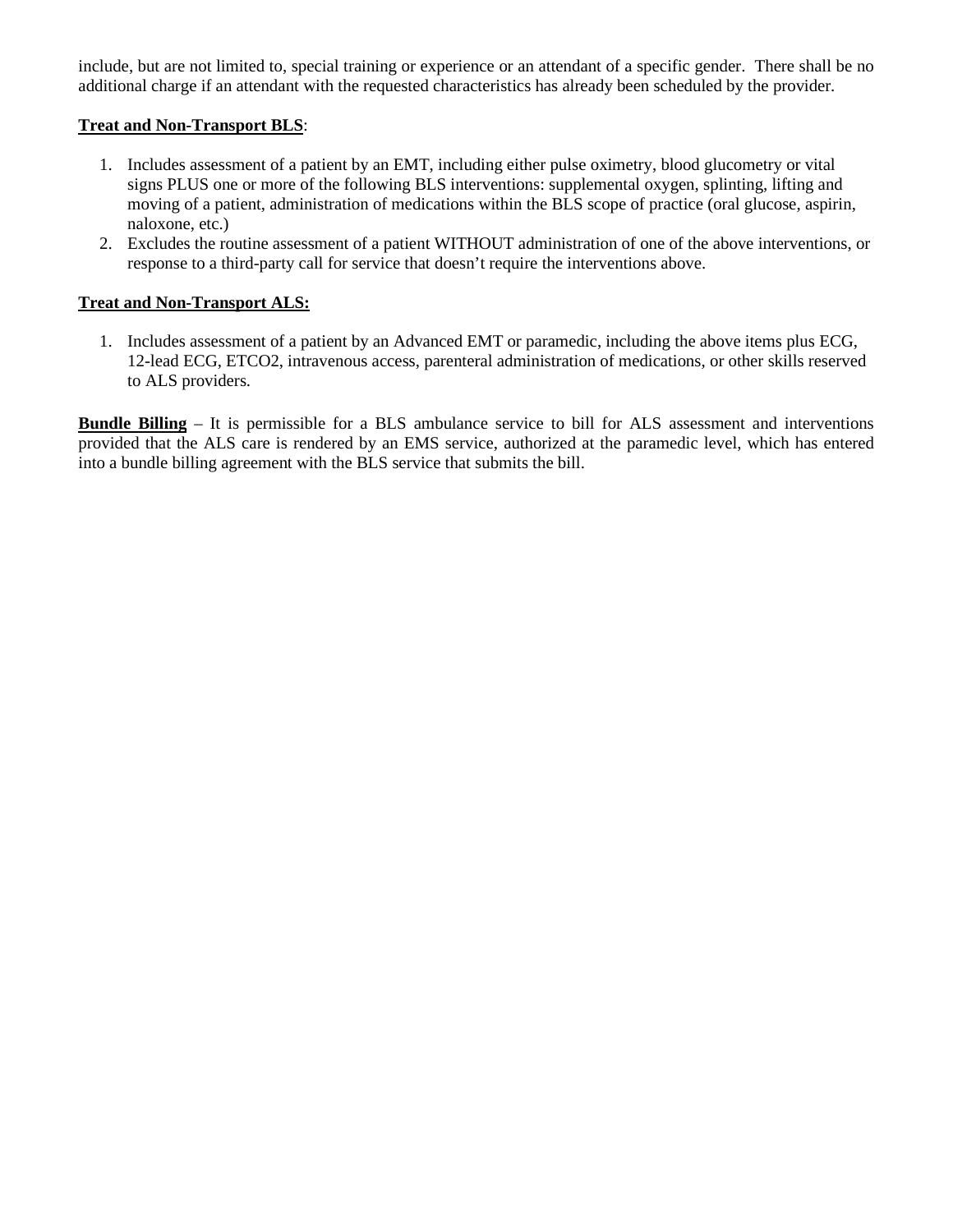include, but are not limited to, special training or experience or an attendant of a specific gender. There shall be no additional charge if an attendant with the requested characteristics has already been scheduled by the provider.

**Treat and Non-Transport BLS**:

1. Includes assessment of a patient by an EMT, including either pulse oximetry, blood glucometry or vital signs PLUS one or more of the following BLS interventions: supplemental oxygen, splinting, lifting and moving of a patient, administration of medications within the BLS scope of practice (oral glucose, aspirin, naloxone, etc.)
2. Excludes the routine assessment of a patient WITHOUT administration of one of the above interventions, or response to a third-party call for service that doesn't require the interventions above.

**Treat and Non-Transport ALS:**

1. Includes assessment of a patient by an Advanced EMT or paramedic, including the above items plus ECG, 12-lead ECG, ETCO2, intravenous access, parenteral administration of medications, or other skills reserved to ALS providers.

**Bundle Billing** – It is permissible for a BLS ambulance service to bill for ALS assessment and interventions provided that the ALS care is rendered by an EMS service, authorized at the paramedic level, which has entered into a bundle billing agreement with the BLS service that submits the bill.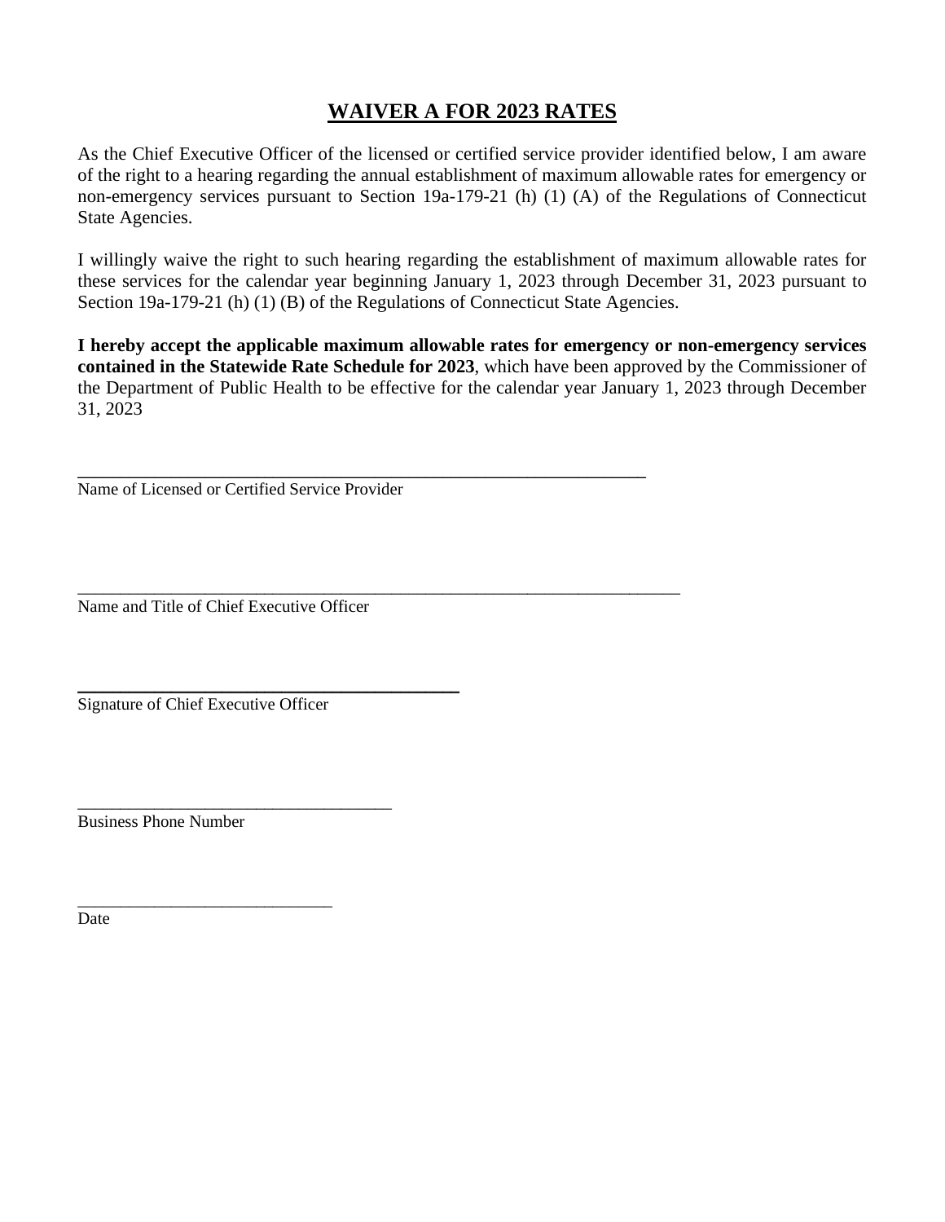# WAIVER A FOR 2023 RATES

As the Chief Executive Officer of the licensed or certified service provider identified below, I am aware of the right to a hearing regarding the annual establishment of maximum allowable rates for emergency or non-emergency services pursuant to Section 19a-179-21 (h) (1) (A) of the Regulations of Connecticut State Agencies.

I willingly waive the right to such hearing regarding the establishment of maximum allowable rates for these services for the calendar year beginning January 1, 2023 through December 31, 2023 pursuant to Section 19a-179-21 (h) (1) (B) of the Regulations of Connecticut State Agencies.

**I hereby accept the applicable maximum allowable rates for emergency or non-emergency services contained in the Statewide Rate Schedule for 2023**, which have been approved by the Commissioner of the Department of Public Health to be effective for the calendar year January 1, 2023 through December 31, 2023

\_\_\_\_\_\_\_\_\_\_\_\_\_\_\_\_\_\_\_\_\_\_\_\_\_\_\_\_\_\_\_\_\_\_\_\_\_\_\_\_\_\_\_\_\_\_\_\_\_\_\_\_\_\_\_\_\_\_\_\_

Name of Licensed or Certified Service Provider

\_\_\_\_\_\_\_\_\_\_\_\_\_\_\_\_\_\_\_\_\_\_\_\_\_\_\_\_\_\_\_\_\_\_\_\_\_\_\_\_\_\_\_\_\_\_\_\_\_\_\_\_\_\_\_\_\_\_\_\_\_\_\_\_\_\_

Name and Title of Chief Executive Officer

\_\_\_\_\_\_\_\_\_\_\_\_\_\_\_\_\_\_\_\_\_\_\_\_\_\_\_\_\_\_\_\_\_\_\_\_\_\_\_\_\_

Signature of Chief Executive Officer

\_\_\_\_\_\_\_\_\_\_\_\_\_\_\_\_\_\_\_\_\_\_\_\_\_\_\_\_\_\_\_\_\_\_\_\_

Business Phone Number

\_\_\_\_\_\_\_\_\_\_\_\_\_\_\_\_\_\_\_\_\_\_\_\_\_\_\_\_\_

Date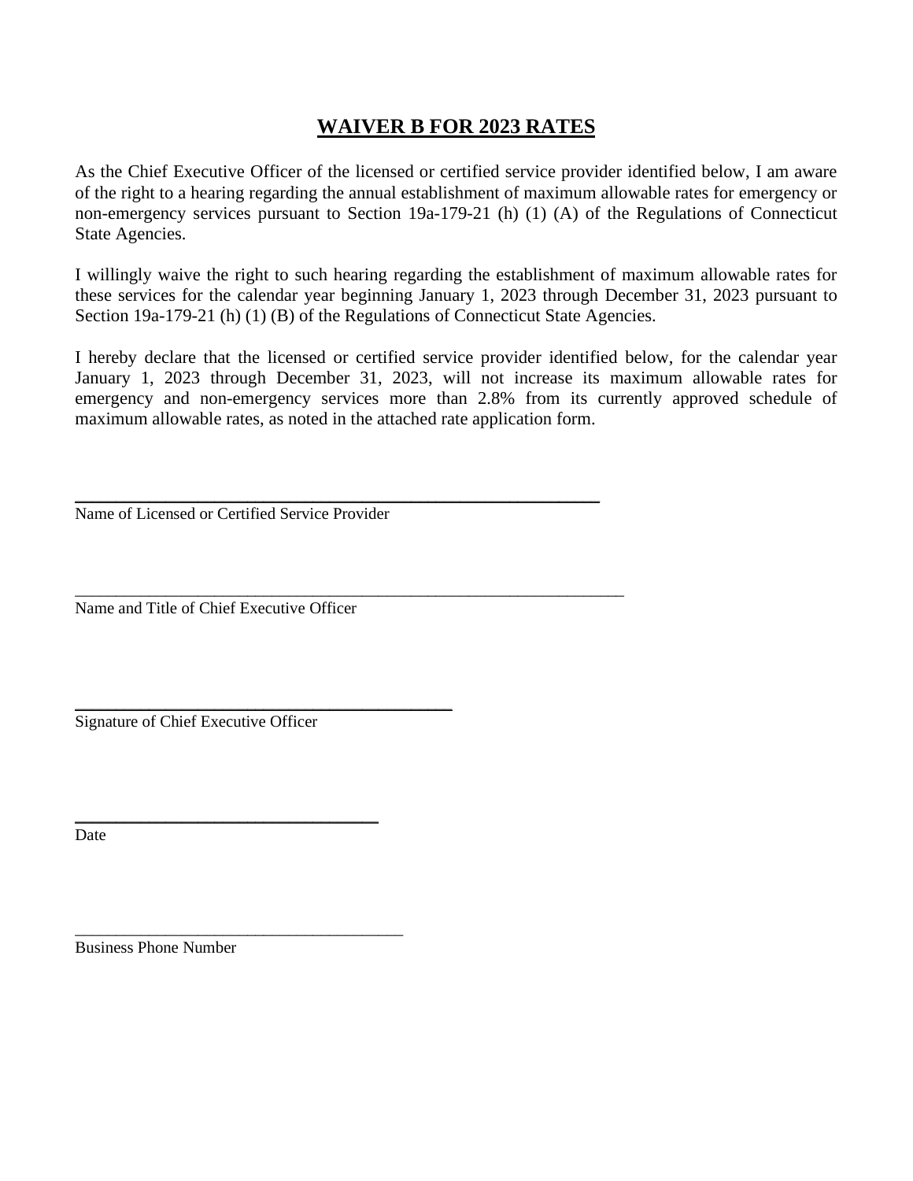# WAIVER B FOR 2023 RATES

As the Chief Executive Officer of the licensed or certified service provider identified below, I am aware of the right to a hearing regarding the annual establishment of maximum allowable rates for emergency or non-emergency services pursuant to Section 19a-179-21 (h) (1) (A) of the Regulations of Connecticut State Agencies.

I willingly waive the right to such hearing regarding the establishment of maximum allowable rates for these services for the calendar year beginning January 1, 2023 through December 31, 2023 pursuant to Section 19a-179-21 (h) (1) (B) of the Regulations of Connecticut State Agencies.

I hereby declare that the licensed or certified service provider identified below, for the calendar year January 1, 2023 through December 31, 2023, will not increase its maximum allowable rates for emergency and non-emergency services more than 2.8% from its currently approved schedule of maximum allowable rates, as noted in the attached rate application form.

\_\_\_\_\_\_\_\_\_\_\_\_\_\_\_\_\_\_\_\_\_\_\_\_\_\_\_\_\_\_\_\_\_\_\_\_\_\_\_\_\_\_\_\_\_\_\_\_\_\_\_\_\_\_\_\_\_\_
Name of Licensed or Certified Service Provider

\_\_\_\_\_\_\_\_\_\_\_\_\_\_\_\_\_\_\_\_\_\_\_\_\_\_\_\_\_\_\_\_\_\_\_\_\_\_\_\_\_\_\_\_\_\_\_\_\_\_\_\_\_\_\_\_\_\_
Name and Title of Chief Executive Officer

\_\_\_\_\_\_\_\_\_\_\_\_\_\_\_\_\_\_\_\_\_\_\_\_\_\_\_\_\_\_\_\_\_\_\_\_\_\_\_\_
Signature of Chief Executive Officer

\_\_\_\_\_\_\_\_\_\_\_\_\_\_\_\_\_\_\_\_\_\_\_\_\_\_\_\_\_\_\_\_
Date

\_\_\_\_\_\_\_\_\_\_\_\_\_\_\_\_\_\_\_\_\_\_\_\_\_\_\_\_\_\_\_\_\_\_\_
Business Phone Number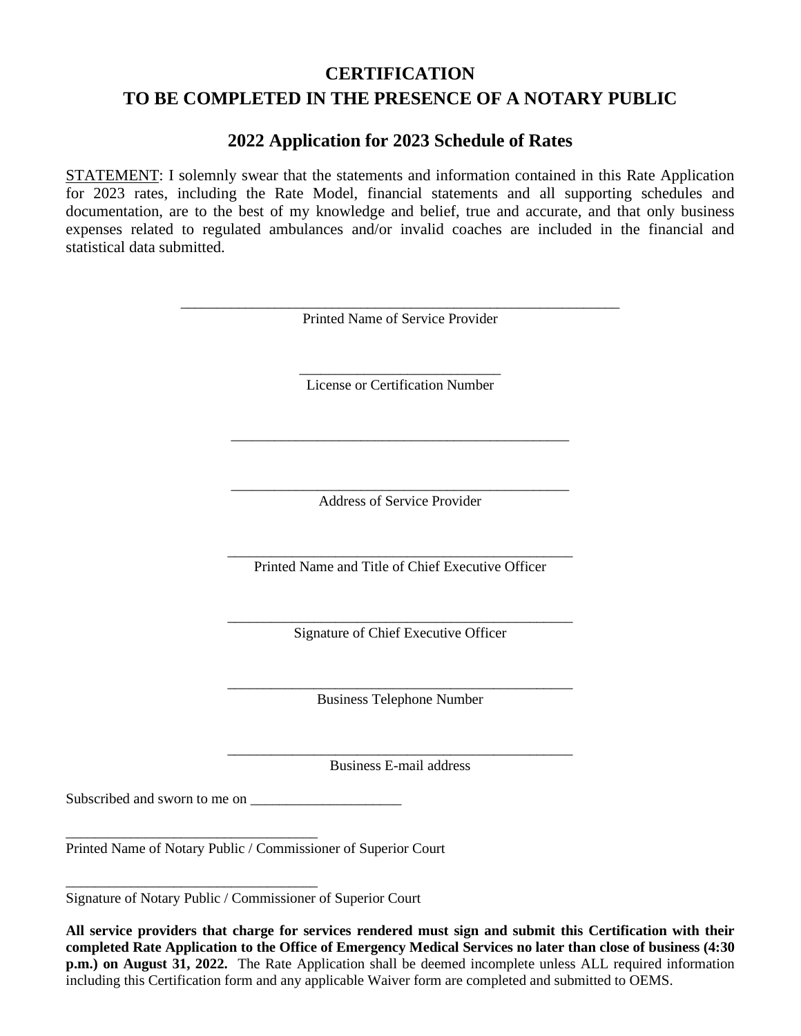# CERTIFICATION
# TO BE COMPLETED IN THE PRESENCE OF A NOTARY PUBLIC

## 2022 Application for 2023 Schedule of Rates

STATEMENT: I solemnly swear that the statements and information contained in this Rate Application for 2023 rates, including the Rate Model, financial statements and all supporting schedules and documentation, are to the best of my knowledge and belief, true and accurate, and that only business expenses related to regulated ambulances and/or invalid coaches are included in the financial and statistical data submitted.

______________________________________________________________
Printed Name of Service Provider

____________________________
License or Certification Number

_______________________________________________

_______________________________________________
Address of Service Provider

________________________________________________
Printed Name and Title of Chief Executive Officer

________________________________________________
Signature of Chief Executive Officer

________________________________________________
Business Telephone Number

________________________________________________
Business E-mail address

Subscribed and sworn to me on _____________________

___________________________________
Printed Name of Notary Public / Commissioner of Superior Court

___________________________________
Signature of Notary Public / Commissioner of Superior Court

**All service providers that charge for services rendered must sign and submit this Certification with their completed Rate Application to the Office of Emergency Medical Services no later than close of business (4:30 p.m.) on August 31, 2022.** The Rate Application shall be deemed incomplete unless ALL required information including this Certification form and any applicable Waiver form are completed and submitted to OEMS.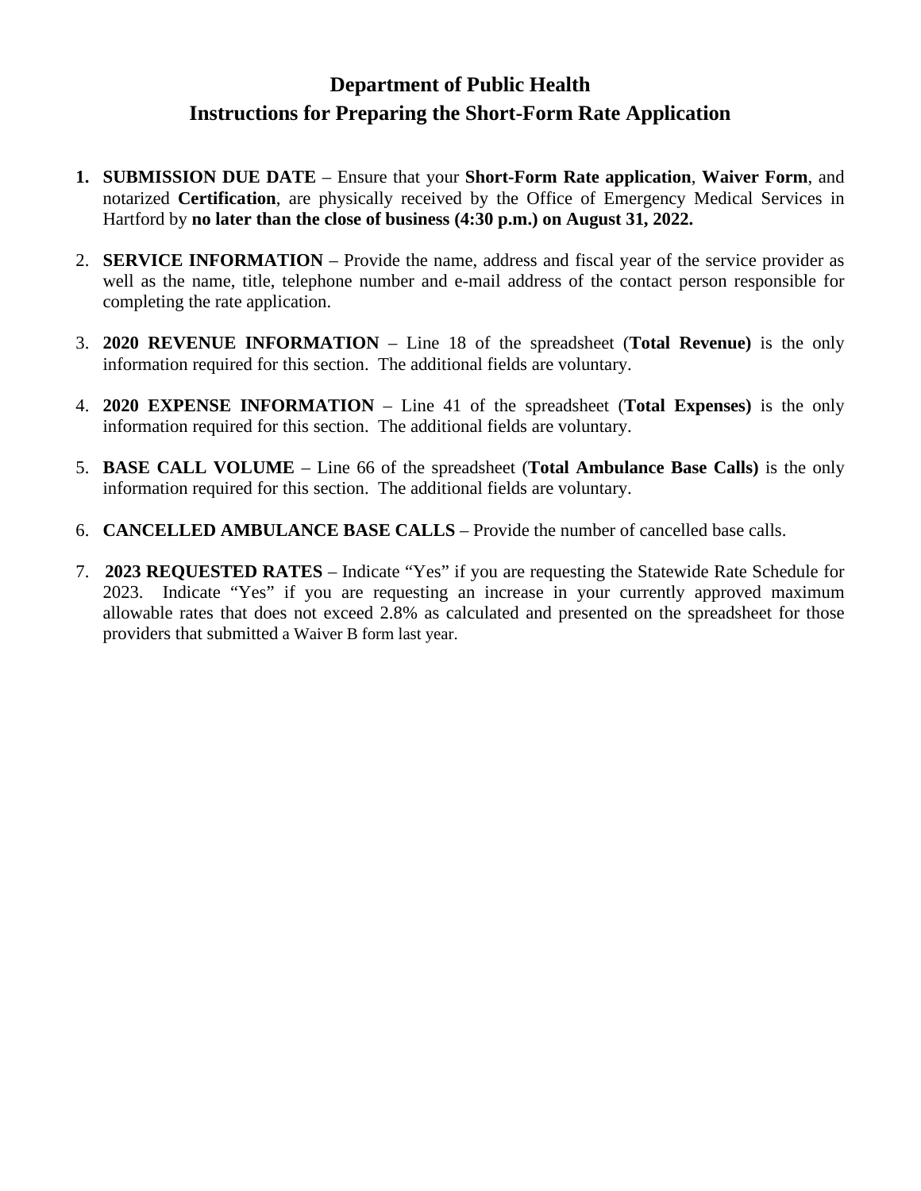# Department of Public Health

## Instructions for Preparing the Short-Form Rate Application

1. **SUBMISSION DUE DATE** – Ensure that your **Short-Form Rate application**, **Waiver Form**, and notarized **Certification**, are physically received by the Office of Emergency Medical Services in Hartford by **no later than the close of business (4:30 p.m.) on August 31, 2022.**

2. **SERVICE INFORMATION** – Provide the name, address and fiscal year of the service provider as well as the name, title, telephone number and e-mail address of the contact person responsible for completing the rate application.

3. **2020 REVENUE INFORMATION** – Line 18 of the spreadsheet (**Total Revenue)** is the only information required for this section. The additional fields are voluntary.

4. **2020 EXPENSE INFORMATION** – Line 41 of the spreadsheet (**Total Expenses)** is the only information required for this section. The additional fields are voluntary.

5. **BASE CALL VOLUME** – Line 66 of the spreadsheet (**Total Ambulance Base Calls)** is the only information required for this section. The additional fields are voluntary.

6. **CANCELLED AMBULANCE BASE CALLS** – Provide the number of cancelled base calls.

7. **2023 REQUESTED RATES** – Indicate "Yes" if you are requesting the Statewide Rate Schedule for 2023. Indicate "Yes" if you are requesting an increase in your currently approved maximum allowable rates that does not exceed 2.8% as calculated and presented on the spreadsheet for those providers that submitted a Waiver B form last year.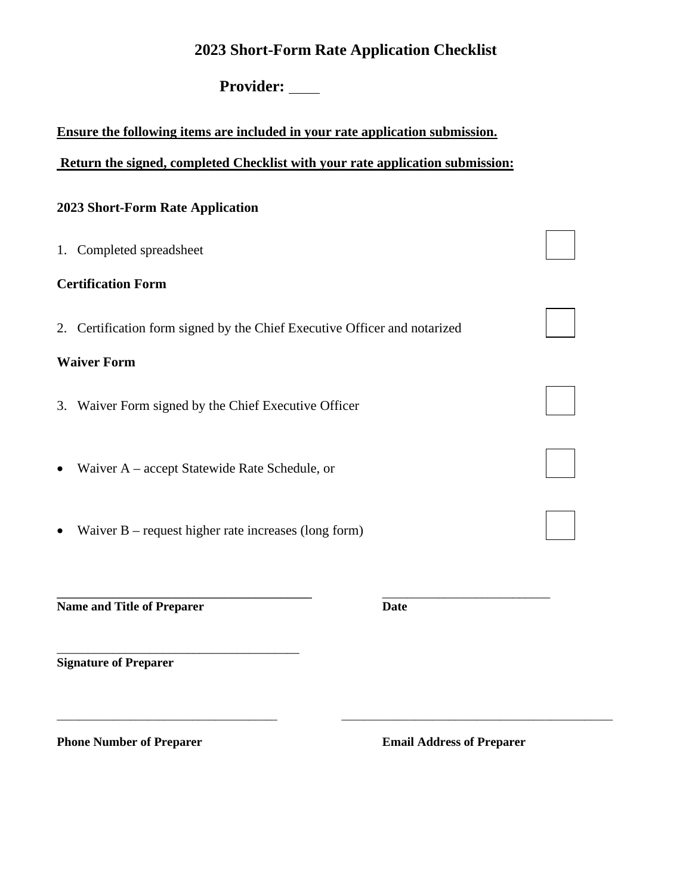# 2023 Short-Form Rate Application Checklist

## Provider: ____

**Ensure the following items are included in your rate application submission.**

**Return the signed, completed Checklist with your rate application submission:**

**2023 Short-Form Rate Application**

1. Completed spreadsheet ☐

**Certification Form**

2. Certification form signed by the Chief Executive Officer and notarized ☐

**Waiver Form**

3. Waiver Form signed by the Chief Executive Officer ☐

- Waiver A – accept Statewide Rate Schedule, or ☐
- Waiver B – request higher rate increases (long form) ☐

\_\_\_\_\_\_\_\_\_\_\_\_\_\_\_\_\_\_\_\_\_\_\_\_\_\_\_\_\_\_\_\_\_\_\_\_\_\_\_\_ \_\_\_\_\_\_\_\_\_\_\_\_\_\_\_\_\_\_\_\_\_\_\_\_\_\_\_
**Name and Title of Preparer** **Date**

\_\_\_\_\_\_\_\_\_\_\_\_\_\_\_\_\_\_\_\_\_\_\_\_\_\_\_\_\_\_\_\_\_\_\_\_\_\_\_
**Signature of Preparer**

\_\_\_\_\_\_\_\_\_\_\_\_\_\_\_\_\_\_\_\_\_\_\_\_\_\_\_\_\_\_\_\_\_\_\_ \_\_\_\_\_\_\_\_\_\_\_\_\_\_\_\_\_\_\_\_\_\_\_\_\_\_\_\_\_\_\_\_\_\_\_\_\_\_\_\_\_\_\_\_
**Phone Number of Preparer** **Email Address of Preparer**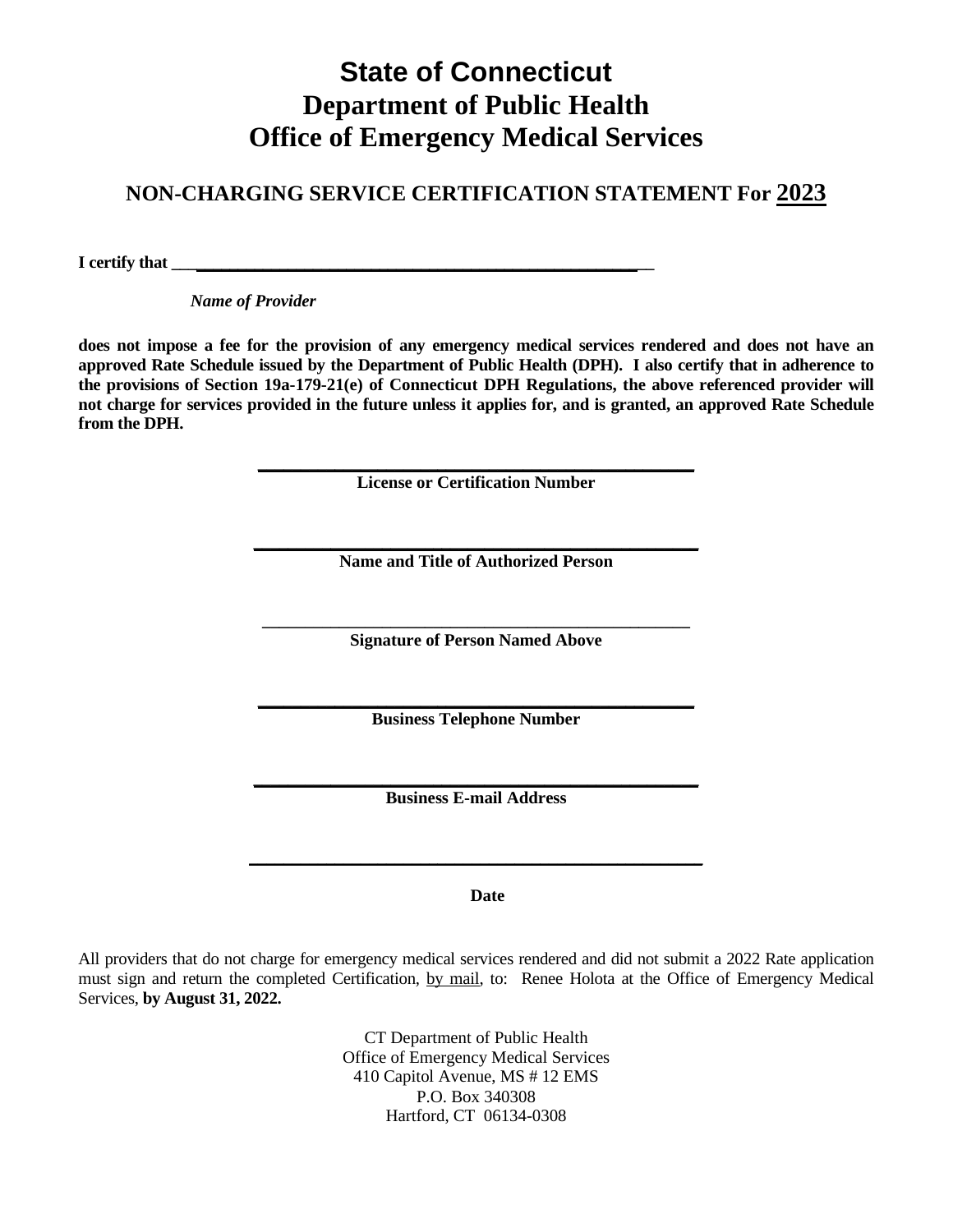# State of Connecticut
# Department of Public Health
# Office of Emergency Medical Services

## NON-CHARGING SERVICE CERTIFICATION STATEMENT For 2023

**I certify that** ______________________________________________________

*Name of Provider*

**does not impose a fee for the provision of any emergency medical services rendered and does not have an approved Rate Schedule issued by the Department of Public Health (DPH). I also certify that in adherence to the provisions of Section 19a-179-21(e) of Connecticut DPH Regulations, the above referenced provider will not charge for services provided in the future unless it applies for, and is granted, an approved Rate Schedule from the DPH.**

______________________________________________________

**License or Certification Number**

______________________________________________________

**Name and Title of Authorized Person**

______________________________________________________

**Signature of Person Named Above**

______________________________________________________

**Business Telephone Number**

______________________________________________________

**Business E-mail Address**

______________________________________________________

**Date**

All providers that do not charge for emergency medical services rendered and did not submit a 2022 Rate application must sign and return the completed Certification, by mail, to: Renee Holota at the Office of Emergency Medical Services, **by August 31, 2022.**

CT Department of Public Health
Office of Emergency Medical Services
410 Capitol Avenue, MS # 12 EMS
P.O. Box 340308
Hartford, CT 06134-0308